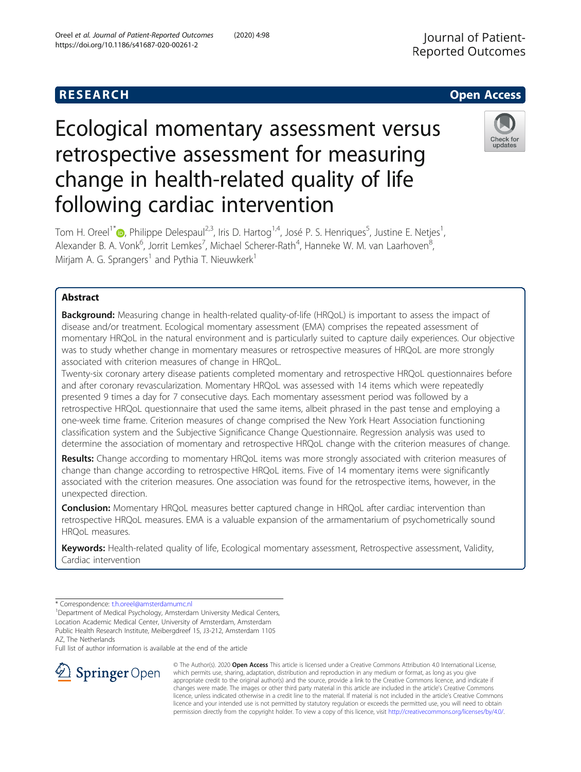RESEARCH

Open Access

# Ecological momentary assessment versus retrospective assessment for measuring change in health-related quality of life following cardiac intervention

Tom H. Oreel[1*], Philippe Delespaul[2,3], Iris D. Hartog[1,4], José P. S. Henriques[5], Justine E. Netjes[1], Alexander B. A. Vonk[6], Jorrit Lemkes[7], Michael Scherer-Rath[4], Hanneke W. M. van Laarhoven[8], Mirjam A. G. Sprangers[1] and Pythia T. Nieuwkerk[1]

## Abstract

**Background:** Measuring change in health-related quality-of-life (HRQoL) is important to assess the impact of disease and/or treatment. Ecological momentary assessment (EMA) comprises the repeated assessment of momentary HRQoL in the natural environment and is particularly suited to capture daily experiences. Our objective was to study whether change in momentary measures or retrospective measures of HRQoL are more strongly associated with criterion measures of change in HRQoL.

Twenty-six coronary artery disease patients completed momentary and retrospective HRQoL questionnaires before and after coronary revascularization. Momentary HRQoL was assessed with 14 items which were repeatedly presented 9 times a day for 7 consecutive days. Each momentary assessment period was followed by a retrospective HRQoL questionnaire that used the same items, albeit phrased in the past tense and employing a one-week time frame. Criterion measures of change comprised the New York Heart Association functioning classification system and the Subjective Significance Change Questionnaire. Regression analysis was used to determine the association of momentary and retrospective HRQoL change with the criterion measures of change.

**Results:** Change according to momentary HRQoL items was more strongly associated with criterion measures of change than change according to retrospective HRQoL items. Five of 14 momentary items were significantly associated with the criterion measures. One association was found for the retrospective items, however, in the unexpected direction.

**Conclusion:** Momentary HRQoL measures better captured change in HRQoL after cardiac intervention than retrospective HRQoL measures. EMA is a valuable expansion of the armamentarium of psychometrically sound HRQoL measures.

**Keywords:** Health-related quality of life, Ecological momentary assessment, Retrospective assessment, Validity, Cardiac intervention

\* Correspondence: t.h.oreel@amsterdamumc.nl

[1]Department of Medical Psychology, Amsterdam University Medical Centers, Location Academic Medical Center, University of Amsterdam, Amsterdam Public Health Research Institute, Meibergdreef 15, J3-212, Amsterdam 1105 AZ, The Netherlands

Full list of author information is available at the end of the article

© The Author(s). 2020 **Open Access** This article is licensed under a Creative Commons Attribution 4.0 International License, which permits use, sharing, adaptation, distribution and reproduction in any medium or format, as long as you give appropriate credit to the original author(s) and the source, provide a link to the Creative Commons licence, and indicate if changes were made. The images or other third party material in this article are included in the article's Creative Commons licence, unless indicated otherwise in a credit line to the material. If material is not included in the article's Creative Commons licence and your intended use is not permitted by statutory regulation or exceeds the permitted use, you will need to obtain permission directly from the copyright holder. To view a copy of this licence, visit http://creativecommons.org/licenses/by/4.0/.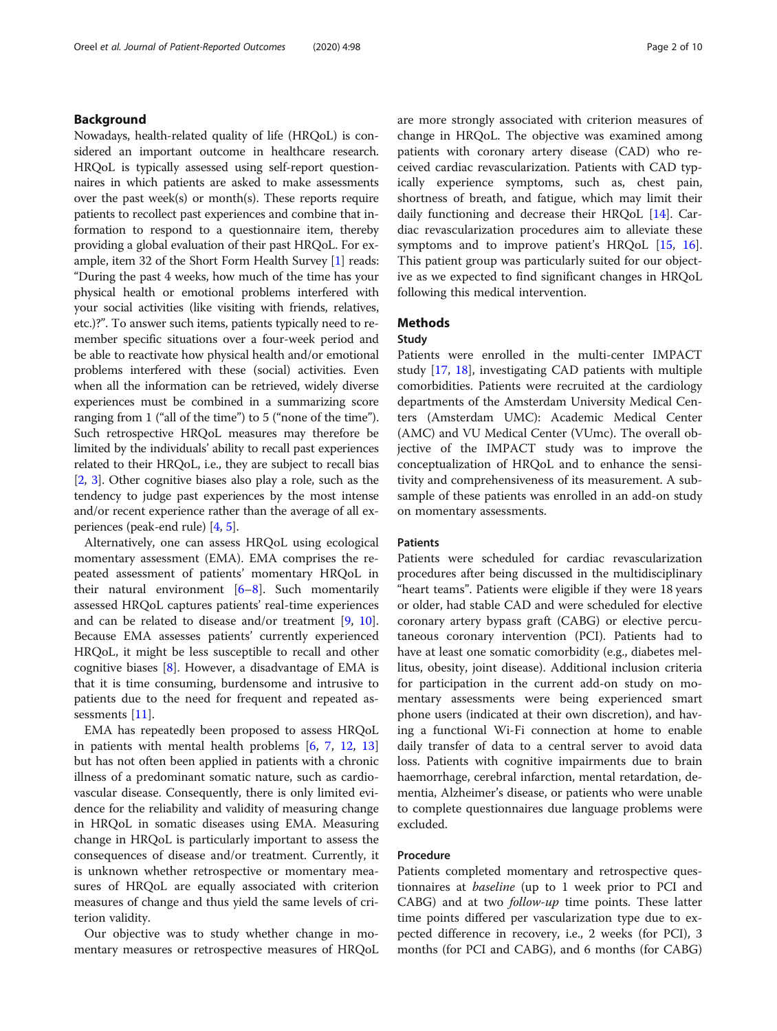## Background

Nowadays, health-related quality of life (HRQoL) is considered an important outcome in healthcare research. HRQoL is typically assessed using self-report questionnaires in which patients are asked to make assessments over the past week(s) or month(s). These reports require patients to recollect past experiences and combine that information to respond to a questionnaire item, thereby providing a global evaluation of their past HRQoL. For example, item 32 of the Short Form Health Survey [1] reads: "During the past 4 weeks, how much of the time has your physical health or emotional problems interfered with your social activities (like visiting with friends, relatives, etc.)?". To answer such items, patients typically need to remember specific situations over a four-week period and be able to reactivate how physical health and/or emotional problems interfered with these (social) activities. Even when all the information can be retrieved, widely diverse experiences must be combined in a summarizing score ranging from 1 ("all of the time") to 5 ("none of the time"). Such retrospective HRQoL measures may therefore be limited by the individuals' ability to recall past experiences related to their HRQoL, i.e., they are subject to recall bias [2, 3]. Other cognitive biases also play a role, such as the tendency to judge past experiences by the most intense and/or recent experience rather than the average of all experiences (peak-end rule) [4, 5].

Alternatively, one can assess HRQoL using ecological momentary assessment (EMA). EMA comprises the repeated assessment of patients' momentary HRQoL in their natural environment [6–8]. Such momentarily assessed HRQoL captures patients' real-time experiences and can be related to disease and/or treatment [9, 10]. Because EMA assesses patients' currently experienced HRQoL, it might be less susceptible to recall and other cognitive biases [8]. However, a disadvantage of EMA is that it is time consuming, burdensome and intrusive to patients due to the need for frequent and repeated assessments [11].

EMA has repeatedly been proposed to assess HRQoL in patients with mental health problems [6, 7, 12, 13] but has not often been applied in patients with a chronic illness of a predominant somatic nature, such as cardiovascular disease. Consequently, there is only limited evidence for the reliability and validity of measuring change in HRQoL in somatic diseases using EMA. Measuring change in HRQoL is particularly important to assess the consequences of disease and/or treatment. Currently, it is unknown whether retrospective or momentary measures of HRQoL are equally associated with criterion measures of change and thus yield the same levels of criterion validity.

Our objective was to study whether change in momentary measures or retrospective measures of HRQoL are more strongly associated with criterion measures of change in HRQoL. The objective was examined among patients with coronary artery disease (CAD) who received cardiac revascularization. Patients with CAD typically experience symptoms, such as, chest pain, shortness of breath, and fatigue, which may limit their daily functioning and decrease their HRQoL [14]. Cardiac revascularization procedures aim to alleviate these symptoms and to improve patient's HRQoL [15, 16]. This patient group was particularly suited for our objective as we expected to find significant changes in HRQoL following this medical intervention.

## Methods

### Study

Patients were enrolled in the multi-center IMPACT study [17, 18], investigating CAD patients with multiple comorbidities. Patients were recruited at the cardiology departments of the Amsterdam University Medical Centers (Amsterdam UMC): Academic Medical Center (AMC) and VU Medical Center (VUmc). The overall objective of the IMPACT study was to improve the conceptualization of HRQoL and to enhance the sensitivity and comprehensiveness of its measurement. A subsample of these patients was enrolled in an add-on study on momentary assessments.

### Patients

Patients were scheduled for cardiac revascularization procedures after being discussed in the multidisciplinary "heart teams". Patients were eligible if they were 18 years or older, had stable CAD and were scheduled for elective coronary artery bypass graft (CABG) or elective percutaneous coronary intervention (PCI). Patients had to have at least one somatic comorbidity (e.g., diabetes mellitus, obesity, joint disease). Additional inclusion criteria for participation in the current add-on study on momentary assessments were being experienced smart phone users (indicated at their own discretion), and having a functional Wi-Fi connection at home to enable daily transfer of data to a central server to avoid data loss. Patients with cognitive impairments due to brain haemorrhage, cerebral infarction, mental retardation, dementia, Alzheimer's disease, or patients who were unable to complete questionnaires due language problems were excluded.

### Procedure

Patients completed momentary and retrospective questionnaires at *baseline* (up to 1 week prior to PCI and CABG) and at two *follow-up* time points. These latter time points differed per vascularization type due to expected difference in recovery, i.e., 2 weeks (for PCI), 3 months (for PCI and CABG), and 6 months (for CABG)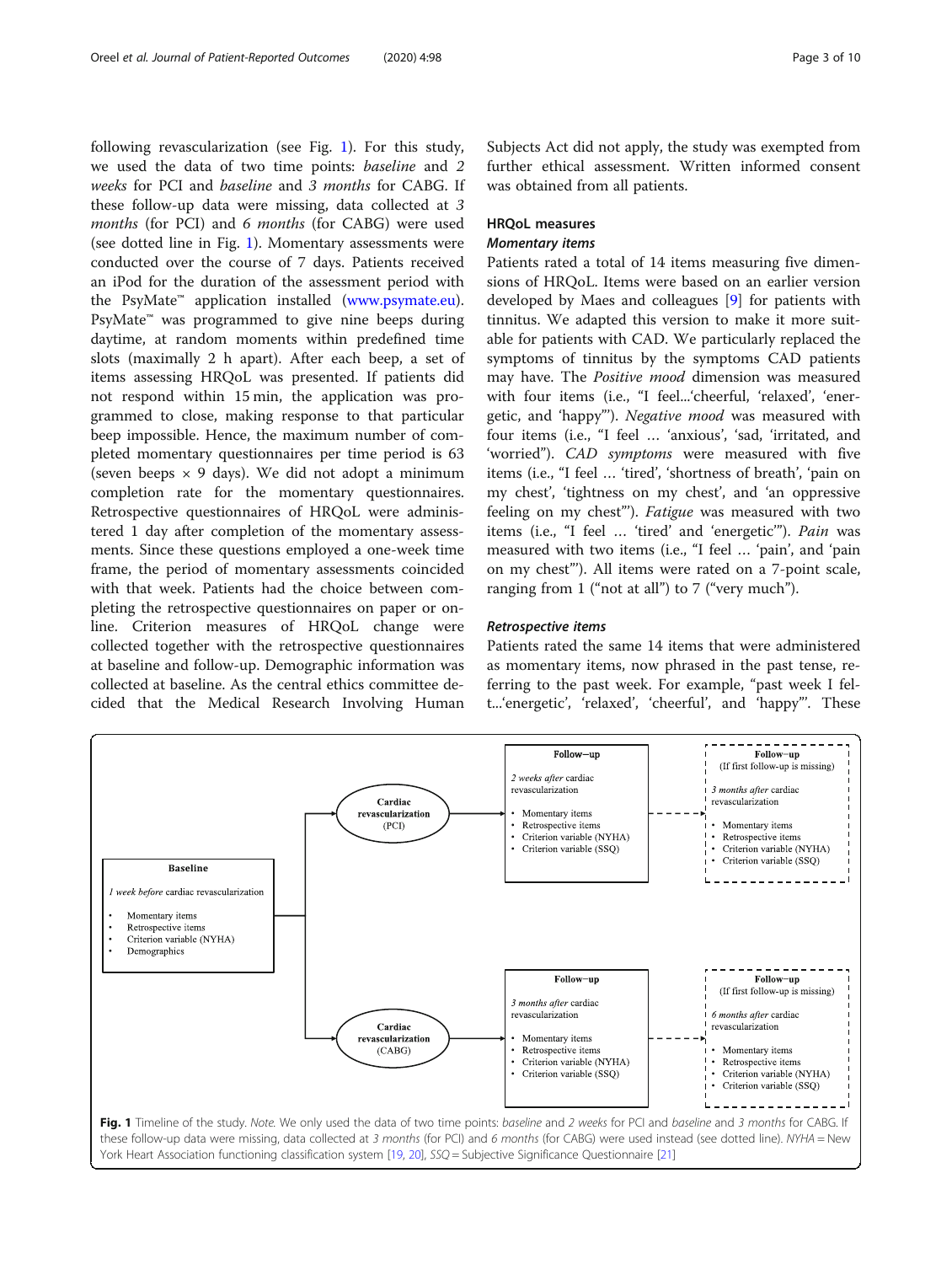following revascularization (see Fig. 1). For this study, we used the data of two time points: *baseline* and *2 weeks* for PCI and *baseline* and *3 months* for CABG. If these follow-up data were missing, data collected at *3 months* (for PCI) and *6 months* (for CABG) were used (see dotted line in Fig. 1). Momentary assessments were conducted over the course of 7 days. Patients received an iPod for the duration of the assessment period with the PsyMate™ application installed (www.psymate.eu). PsyMate™ was programmed to give nine beeps during daytime, at random moments within predefined time slots (maximally 2 h apart). After each beep, a set of items assessing HRQoL was presented. If patients did not respond within 15 min, the application was programmed to close, making response to that particular beep impossible. Hence, the maximum number of completed momentary questionnaires per time period is 63 (seven beeps × 9 days). We did not adopt a minimum completion rate for the momentary questionnaires. Retrospective questionnaires of HRQoL were administered 1 day after completion of the momentary assessments. Since these questions employed a one-week time frame, the period of momentary assessments coincided with that week. Patients had the choice between completing the retrospective questionnaires on paper or online. Criterion measures of HRQoL change were collected together with the retrospective questionnaires at baseline and follow-up. Demographic information was collected at baseline. As the central ethics committee decided that the Medical Research Involving Human Subjects Act did not apply, the study was exempted from further ethical assessment. Written informed consent was obtained from all patients.

### HRQoL measures

#### *Momentary items*

Patients rated a total of 14 items measuring five dimensions of HRQoL. Items were based on an earlier version developed by Maes and colleagues [9] for patients with tinnitus. We adapted this version to make it more suitable for patients with CAD. We particularly replaced the symptoms of tinnitus by the symptoms CAD patients may have. The *Positive mood* dimension was measured with four items (i.e., "I feel...'cheerful, 'relaxed', 'energetic, and 'happy"'). *Negative mood* was measured with four items (i.e., "I feel … 'anxious', 'sad, 'irritated, and 'worried"'). *CAD symptoms* were measured with five items (i.e., "I feel … 'tired', 'shortness of breath', 'pain on my chest', 'tightness on my chest', and 'an oppressive feeling on my chest"'). *Fatigue* was measured with two items (i.e., "I feel … 'tired' and 'energetic'"). *Pain* was measured with two items (i.e., "I feel … 'pain', and 'pain on my chest"'). All items were rated on a 7-point scale, ranging from 1 ("not at all") to 7 ("very much").

#### *Retrospective items*

Patients rated the same 14 items that were administered as momentary items, now phrased in the past tense, referring to the past week. For example, "past week I felt...'energetic', 'relaxed', 'cheerful', and 'happy"'. These

**Fig. 1** Timeline of the study. *Note.* We only used the data of two time points: *baseline* and *2 weeks* for PCI and *baseline* and *3 months* for CABG. If these follow-up data were missing, data collected at *3 months* (for PCI) and *6 months* (for CABG) were used instead (see dotted line). *NYHA* = New York Heart Association functioning classification system [19, 20], *SSQ* = Subjective Significance Questionnaire [21]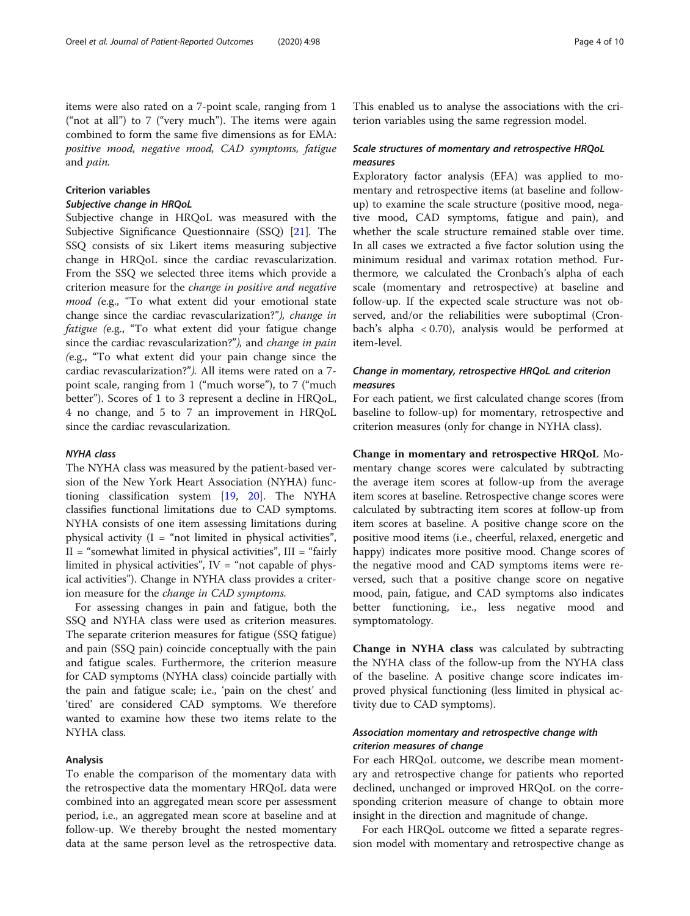items were also rated on a 7-point scale, ranging from 1 ("not at all") to 7 ("very much"). The items were again combined to form the same five dimensions as for EMA: *positive mood, negative mood, CAD symptoms, fatigue* and *pain*.

### Criterion variables

#### *Subjective change in HRQoL*

Subjective change in HRQoL was measured with the Subjective Significance Questionnaire (SSQ) [21]. The SSQ consists of six Likert items measuring subjective change in HRQoL since the cardiac revascularization. From the SSQ we selected three items which provide a criterion measure for the *change in positive and negative mood (*e.g., "To what extent did your emotional state change since the cardiac revascularization?"*), change in fatigue (*e.g., "To what extent did your fatigue change since the cardiac revascularization?"*),* and *change in pain (*e.g., "To what extent did your pain change since the cardiac revascularization?"*).* All items were rated on a 7-point scale, ranging from 1 ("much worse"), to 7 ("much better"). Scores of 1 to 3 represent a decline in HRQoL, 4 no change, and 5 to 7 an improvement in HRQoL since the cardiac revascularization.

#### *NYHA class*

The NYHA class was measured by the patient-based version of the New York Heart Association (NYHA) functioning classification system [19, 20]. The NYHA classifies functional limitations due to CAD symptoms. NYHA consists of one item assessing limitations during physical activity (I = "not limited in physical activities", II = "somewhat limited in physical activities", III = "fairly limited in physical activities", IV = "not capable of physical activities"). Change in NYHA class provides a criterion measure for the *change in CAD symptoms.*

For assessing changes in pain and fatigue, both the SSQ and NYHA class were used as criterion measures. The separate criterion measures for fatigue (SSQ fatigue) and pain (SSQ pain) coincide conceptually with the pain and fatigue scales. Furthermore, the criterion measure for CAD symptoms (NYHA class) coincide partially with the pain and fatigue scale; i.e., 'pain on the chest' and 'tired' are considered CAD symptoms. We therefore wanted to examine how these two items relate to the NYHA class.

### Analysis

To enable the comparison of the momentary data with the retrospective data the momentary HRQoL data were combined into an aggregated mean score per assessment period, i.e., an aggregated mean score at baseline and at follow-up. We thereby brought the nested momentary data at the same person level as the retrospective data. This enabled us to analyse the associations with the criterion variables using the same regression model.

#### *Scale structures of momentary and retrospective HRQoL measures*

Exploratory factor analysis (EFA) was applied to momentary and retrospective items (at baseline and follow-up) to examine the scale structure (positive mood, negative mood, CAD symptoms, fatigue and pain), and whether the scale structure remained stable over time. In all cases we extracted a five factor solution using the minimum residual and varimax rotation method. Furthermore*,* we calculated the Cronbach's alpha of each scale (momentary and retrospective) at baseline and follow-up. If the expected scale structure was not observed, and/or the reliabilities were suboptimal (Cronbach's alpha $< 0.70$), analysis would be performed at item-level.

#### *Change in momentary, retrospective HRQoL and criterion measures*

For each patient, we first calculated change scores (from baseline to follow-up) for momentary, retrospective and criterion measures (only for change in NYHA class).

**Change in momentary and retrospective HRQoL** Momentary change scores were calculated by subtracting the average item scores at follow-up from the average item scores at baseline. Retrospective change scores were calculated by subtracting item scores at follow-up from item scores at baseline. A positive change score on the positive mood items (i.e., cheerful, relaxed, energetic and happy) indicates more positive mood. Change scores of the negative mood and CAD symptoms items were reversed, such that a positive change score on negative mood, pain, fatigue, and CAD symptoms also indicates better functioning, i.e., less negative mood and symptomatology.

**Change in NYHA class** was calculated by subtracting the NYHA class of the follow-up from the NYHA class of the baseline. A positive change score indicates improved physical functioning (less limited in physical activity due to CAD symptoms).

#### *Association momentary and retrospective change with criterion measures of change*

For each HRQoL outcome, we describe mean momentary and retrospective change for patients who reported declined, unchanged or improved HRQoL on the corresponding criterion measure of change to obtain more insight in the direction and magnitude of change.

For each HRQoL outcome we fitted a separate regression model with momentary and retrospective change as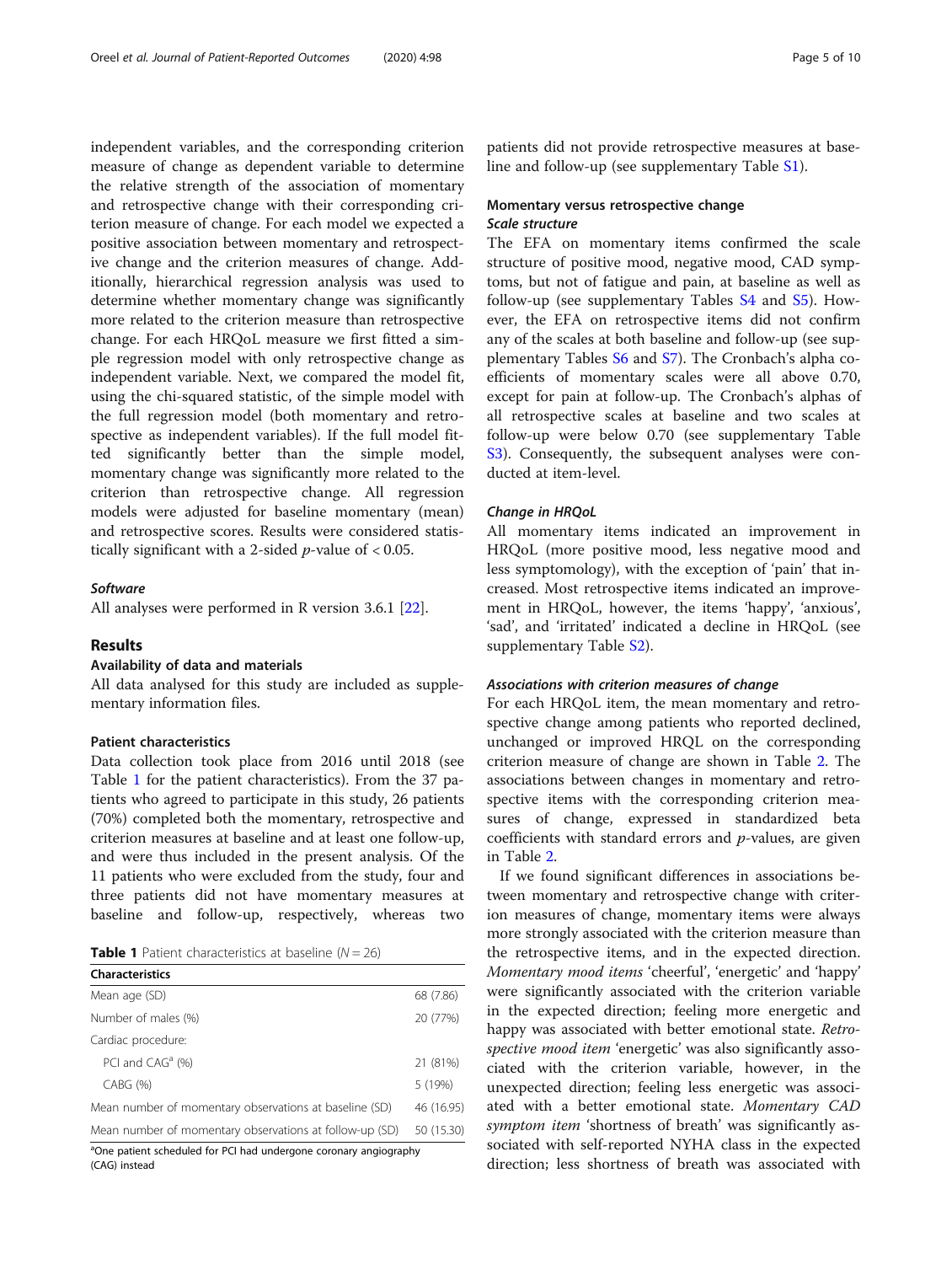independent variables, and the corresponding criterion measure of change as dependent variable to determine the relative strength of the association of momentary and retrospective change with their corresponding criterion measure of change. For each model we expected a positive association between momentary and retrospective change and the criterion measures of change. Additionally, hierarchical regression analysis was used to determine whether momentary change was significantly more related to the criterion measure than retrospective change. For each HRQoL measure we first fitted a simple regression model with only retrospective change as independent variable. Next, we compared the model fit, using the chi-squared statistic, of the simple model with the full regression model (both momentary and retrospective as independent variables). If the full model fitted significantly better than the simple model, momentary change was significantly more related to the criterion than retrospective change. All regression models were adjusted for baseline momentary (mean) and retrospective scores. Results were considered statistically significant with a 2-sided $p$-value of < 0.05.

### *Software*

All analyses were performed in R version 3.6.1 [22].

## Results

### Availability of data and materials

All data analysed for this study are included as supplementary information files.

### Patient characteristics

Data collection took place from 2016 until 2018 (see Table 1 for the patient characteristics). From the 37 patients who agreed to participate in this study, 26 patients (70%) completed both the momentary, retrospective and criterion measures at baseline and at least one follow-up, and were thus included in the present analysis. Of the 11 patients who were excluded from the study, four and three patients did not have momentary measures at baseline and follow-up, respectively, whereas two patients did not provide retrospective measures at baseline and follow-up (see supplementary Table S1).

**Table 1** Patient characteristics at baseline ($N = 26$)

| Characteristics | |
|---|---|
| Mean age (SD) | 68 (7.86) |
| Number of males (%) | 20 (77%) |
| Cardiac procedure: | |
| PCI and CAG[a] (%) | 21 (81%) |
| CABG (%) | 5 (19%) |
| Mean number of momentary observations at baseline (SD) | 46 (16.95) |
| Mean number of momentary observations at follow-up (SD) | 50 (15.30) |

[a]One patient scheduled for PCI had undergone coronary angiography (CAG) instead

### Momentary versus retrospective change

#### *Scale structure*

The EFA on momentary items confirmed the scale structure of positive mood, negative mood, CAD symptoms, but not of fatigue and pain, at baseline as well as follow-up (see supplementary Tables S4 and S5). However, the EFA on retrospective items did not confirm any of the scales at both baseline and follow-up (see supplementary Tables S6 and S7). The Cronbach's alpha coefficients of momentary scales were all above 0.70, except for pain at follow-up. The Cronbach's alphas of all retrospective scales at baseline and two scales at follow-up were below 0.70 (see supplementary Table S3). Consequently, the subsequent analyses were conducted at item-level.

#### *Change in HRQoL*

All momentary items indicated an improvement in HRQoL (more positive mood, less negative mood and less symptomology), with the exception of 'pain' that increased. Most retrospective items indicated an improvement in HRQoL, however, the items 'happy', 'anxious', 'sad', and 'irritated' indicated a decline in HRQoL (see supplementary Table S2).

#### *Associations with criterion measures of change*

For each HRQoL item, the mean momentary and retrospective change among patients who reported declined, unchanged or improved HRQL on the corresponding criterion measure of change are shown in Table 2. The associations between changes in momentary and retrospective items with the corresponding criterion measures of change, expressed in standardized beta coefficients with standard errors and $p$-values, are given in Table 2.

If we found significant differences in associations between momentary and retrospective change with criterion measures of change, momentary items were always more strongly associated with the criterion measure than the retrospective items, and in the expected direction. *Momentary mood items* 'cheerful', 'energetic' and 'happy' were significantly associated with the criterion variable in the expected direction; feeling more energetic and happy was associated with better emotional state. *Retrospective mood item* 'energetic' was also significantly associated with the criterion variable, however, in the unexpected direction; feeling less energetic was associated with a better emotional state. *Momentary CAD symptom item* 'shortness of breath' was significantly associated with self-reported NYHA class in the expected direction; less shortness of breath was associated with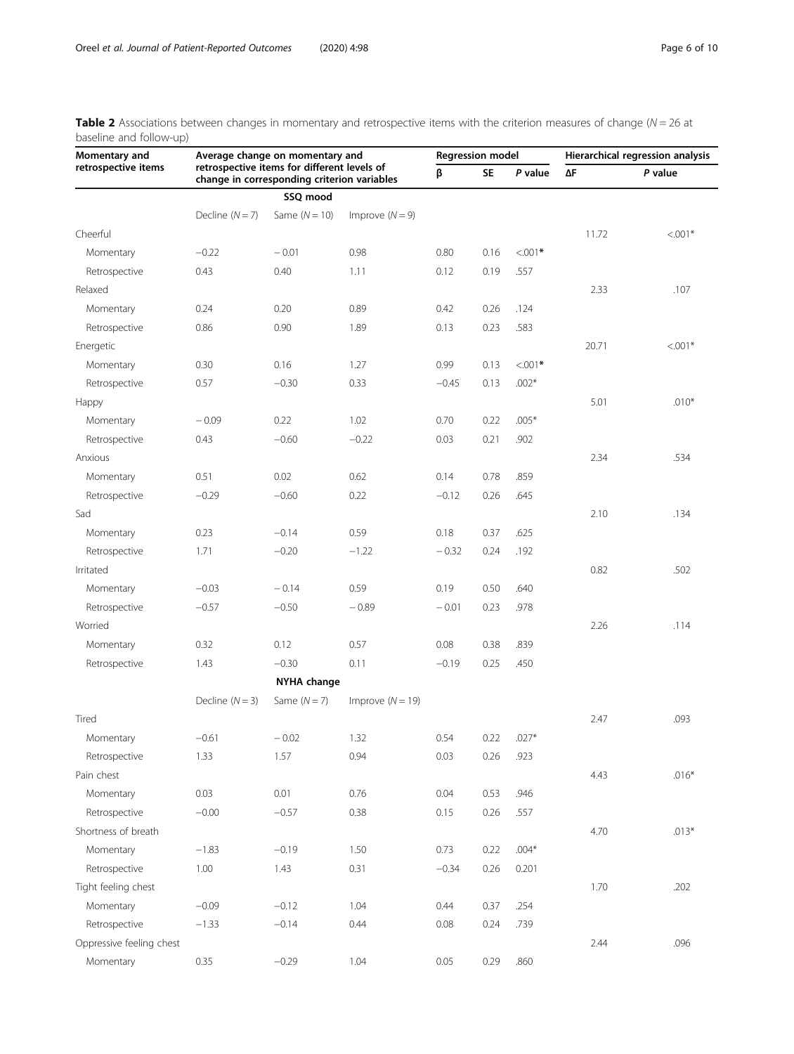**Table 2** Associations between changes in momentary and retrospective items with the criterion measures of change ($N = 26$ at baseline and follow-up)

| Momentary and retrospective items | Average change on momentary and retrospective items for different levels of change in corresponding criterion variables | | | Regression model | | | Hierarchical regression analysis | |
|---|---|---|---|---|---|---|---|---|
| | | | | β | SE | *P* value | ΔF | *P* value |
| | | **SSQ mood** | | | | | | |
| | Decline ($N = 7$) | Same ($N = 10$) | Improve ($N = 9$) | | | | | |
| Cheerful | | | | | | | 11.72 | <.001* |
| Momentary | −0.22 | − 0.01 | 0.98 | 0.80 | 0.16 | **<.001*** | | |
| Retrospective | 0.43 | 0.40 | 1.11 | 0.12 | 0.19 | .557 | | |
| Relaxed | | | | | | | 2.33 | .107 |
| Momentary | 0.24 | 0.20 | 0.89 | 0.42 | 0.26 | .124 | | |
| Retrospective | 0.86 | 0.90 | 1.89 | 0.13 | 0.23 | .583 | | |
| Energetic | | | | | | | 20.71 | <.001* |
| Momentary | 0.30 | 0.16 | 1.27 | 0.99 | 0.13 | **<.001*** | | |
| Retrospective | 0.57 | −0.30 | 0.33 | −0.45 | 0.13 | .002* | | |
| Happy | | | | | | | 5.01 | .010* |
| Momentary | − 0.09 | 0.22 | 1.02 | 0.70 | 0.22 | .005* | | |
| Retrospective | 0.43 | −0.60 | −0.22 | 0.03 | 0.21 | .902 | | |
| Anxious | | | | | | | 2.34 | .534 |
| Momentary | 0.51 | 0.02 | 0.62 | 0.14 | 0.78 | .859 | | |
| Retrospective | −0.29 | −0.60 | 0.22 | −0.12 | 0.26 | .645 | | |
| Sad | | | | | | | 2.10 | .134 |
| Momentary | 0.23 | −0.14 | 0.59 | 0.18 | 0.37 | .625 | | |
| Retrospective | 1.71 | −0.20 | −1.22 | − 0.32 | 0.24 | .192 | | |
| Irritated | | | | | | | 0.82 | .502 |
| Momentary | −0.03 | − 0.14 | 0.59 | 0.19 | 0.50 | .640 | | |
| Retrospective | −0.57 | −0.50 | − 0.89 | − 0.01 | 0.23 | .978 | | |
| Worried | | | | | | | 2.26 | .114 |
| Momentary | 0.32 | 0.12 | 0.57 | 0.08 | 0.38 | .839 | | |
| Retrospective | 1.43 | −0.30 | 0.11 | −0.19 | 0.25 | .450 | | |
| | | **NYHA change** | | | | | | |
| | Decline ($N = 3$) | Same ($N = 7$) | Improve ($N = 19$) | | | | | |
| Tired | | | | | | | 2.47 | .093 |
| Momentary | −0.61 | − 0.02 | 1.32 | 0.54 | 0.22 | .027* | | |
| Retrospective | 1.33 | 1.57 | 0.94 | 0.03 | 0.26 | .923 | | |
| Pain chest | | | | | | | 4.43 | .016* |
| Momentary | 0.03 | 0.01 | 0.76 | 0.04 | 0.53 | .946 | | |
| Retrospective | −0.00 | −0.57 | 0.38 | 0.15 | 0.26 | .557 | | |
| Shortness of breath | | | | | | | 4.70 | .013* |
| Momentary | −1.83 | −0.19 | 1.50 | 0.73 | 0.22 | .004* | | |
| Retrospective | 1.00 | 1.43 | 0.31 | −0.34 | 0.26 | 0.201 | | |
| Tight feeling chest | | | | | | | 1.70 | .202 |
| Momentary | −0.09 | −0.12 | 1.04 | 0.44 | 0.37 | .254 | | |
| Retrospective | −1.33 | −0.14 | 0.44 | 0.08 | 0.24 | .739 | | |
| Oppressive feeling chest | | | | | | | 2.44 | .096 |
| Momentary | 0.35 | −0.29 | 1.04 | 0.05 | 0.29 | .860 | | |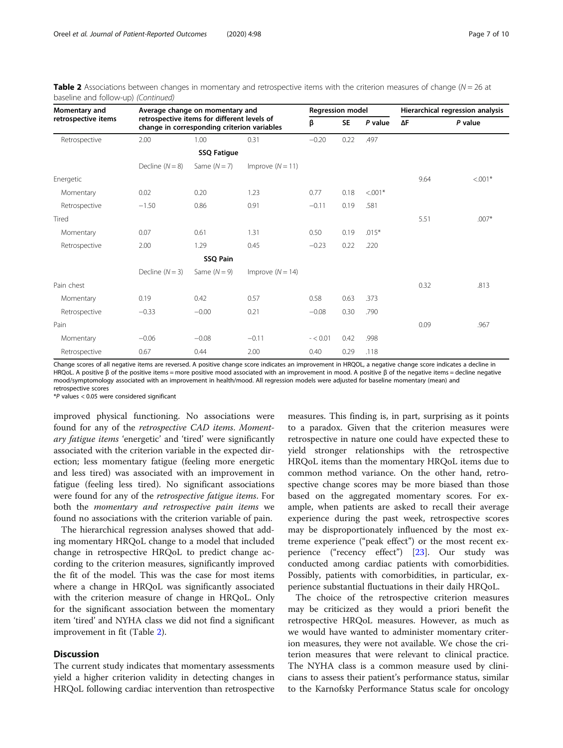**Table 2** Associations between changes in momentary and retrospective items with the criterion measures of change ($N = 26$ at baseline and follow-up) *(Continued)*

| Momentary and retrospective items | Average change on momentary and retrospective items for different levels of change in corresponding criterion variables | | | Regression model | | | Hierarchical regression analysis | |
|---|---|---|---|---|---|---|---|---|
| | | | | β | SE | *P* value | ΔF | *P* value |
| Retrospective | 2.00 | 1.00 | 0.31 | −0.20 | 0.22 | .497 | | |
| | | **SSQ Fatigue** | | | | | | |
| | Decline ($N = 8$) | Same ($N = 7$) | Improve ($N = 11$) | | | | | |
| Energetic | | | | | | | 9.64 | <.001* |
| Momentary | 0.02 | 0.20 | 1.23 | 0.77 | 0.18 | <.001* | | |
| Retrospective | −1.50 | 0.86 | 0.91 | −0.11 | 0.19 | .581 | | |
| Tired | | | | | | | 5.51 | .007* |
| Momentary | 0.07 | 0.61 | 1.31 | 0.50 | 0.19 | .015* | | |
| Retrospective | 2.00 | 1.29 | 0.45 | −0.23 | 0.22 | .220 | | |
| | | **SSQ Pain** | | | | | | |
| | Decline ($N = 3$) | Same ($N = 9$) | Improve ($N = 14$) | | | | | |
| Pain chest | | | | | | | 0.32 | .813 |
| Momentary | 0.19 | 0.42 | 0.57 | 0.58 | 0.63 | .373 | | |
| Retrospective | −0.33 | −0.00 | 0.21 | −0.08 | 0.30 | .790 | | |
| Pain | | | | | | | 0.09 | .967 |
| Momentary | −0.06 | −0.08 | −0.11 | - < 0.01 | 0.42 | .998 | | |
| Retrospective | 0.67 | 0.44 | 2.00 | 0.40 | 0.29 | .118 | | |

Change scores of all negative items are reversed. A positive change score indicates an improvement in HRQOL, a negative change score indicates a decline in HRQoL. A positive β of the positive items = more positive mood associated with an improvement in mood. A positive β of the negative items = decline negative mood/symptomology associated with an improvement in health/mood. All regression models were adjusted for baseline momentary (mean) and retrospective scores

*$P$ values < 0.05 were considered significant

improved physical functioning. No associations were found for any of the *retrospective CAD items*. *Momentary fatigue items* 'energetic' and 'tired' were significantly associated with the criterion variable in the expected direction; less momentary fatigue (feeling more energetic and less tired) was associated with an improvement in fatigue (feeling less tired). No significant associations were found for any of the *retrospective fatigue items*. For both the *momentary and retrospective pain items* we found no associations with the criterion variable of pain.

The hierarchical regression analyses showed that adding momentary HRQoL change to a model that included change in retrospective HRQoL to predict change according to the criterion measures, significantly improved the fit of the model. This was the case for most items where a change in HRQoL was significantly associated with the criterion measure of change in HRQoL. Only for the significant association between the momentary item 'tired' and NYHA class we did not find a significant improvement in fit (Table 2).

## Discussion

The current study indicates that momentary assessments yield a higher criterion validity in detecting changes in HRQoL following cardiac intervention than retrospective measures. This finding is, in part, surprising as it points to a paradox. Given that the criterion measures were retrospective in nature one could have expected these to yield stronger relationships with the retrospective HRQoL items than the momentary HRQoL items due to common method variance. On the other hand, retrospective change scores may be more biased than those based on the aggregated momentary scores. For example, when patients are asked to recall their average experience during the past week, retrospective scores may be disproportionately influenced by the most extreme experience ("peak effect") or the most recent experience ("recency effect") [23]. Our study was conducted among cardiac patients with comorbidities. Possibly, patients with comorbidities, in particular, experience substantial fluctuations in their daily HRQoL.

The choice of the retrospective criterion measures may be criticized as they would a priori benefit the retrospective HRQoL measures. However, as much as we would have wanted to administer momentary criterion measures, they were not available. We chose the criterion measures that were relevant to clinical practice. The NYHA class is a common measure used by clinicians to assess their patient's performance status, similar to the Karnofsky Performance Status scale for oncology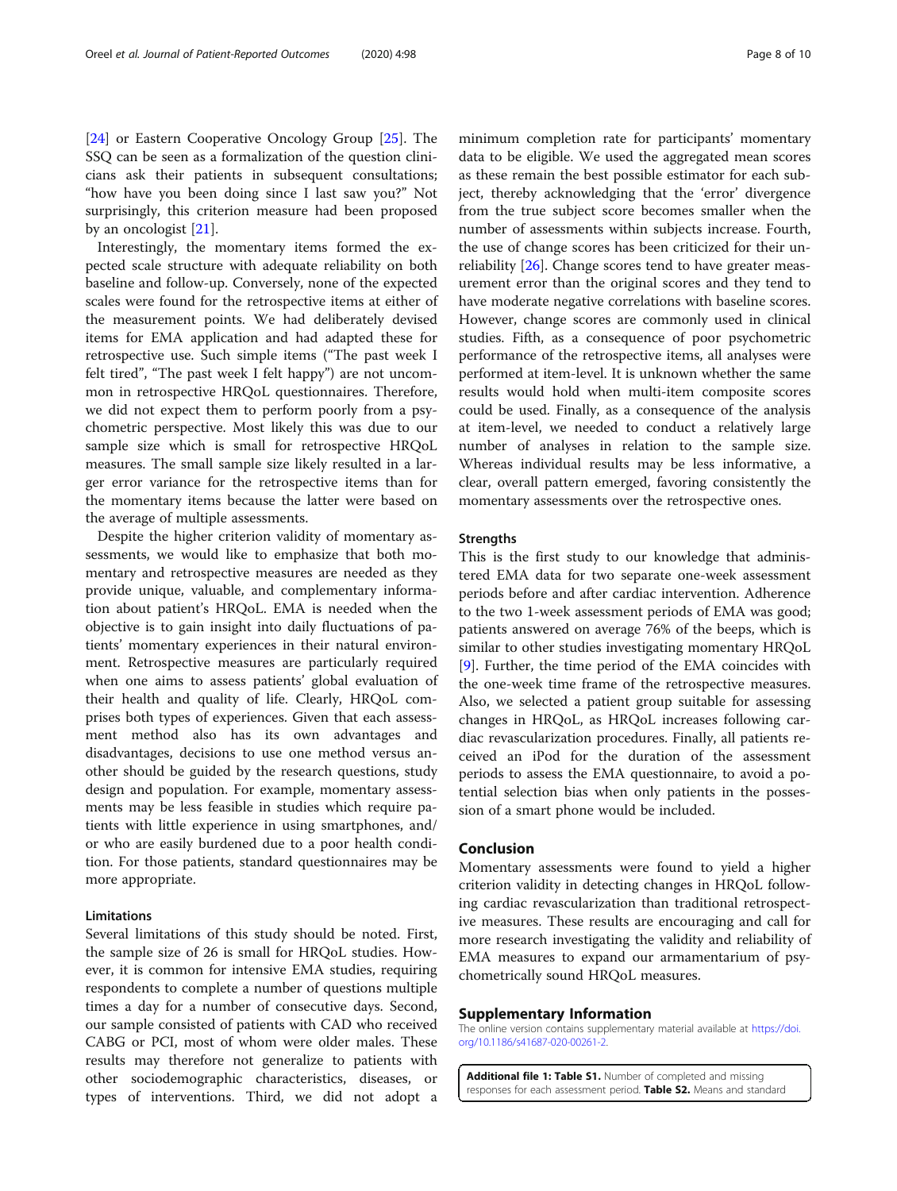[24] or Eastern Cooperative Oncology Group [25]. The SSQ can be seen as a formalization of the question clinicians ask their patients in subsequent consultations; "how have you been doing since I last saw you?" Not surprisingly, this criterion measure had been proposed by an oncologist [21].

Interestingly, the momentary items formed the expected scale structure with adequate reliability on both baseline and follow-up. Conversely, none of the expected scales were found for the retrospective items at either of the measurement points. We had deliberately devised items for EMA application and had adapted these for retrospective use. Such simple items ("The past week I felt tired", "The past week I felt happy") are not uncommon in retrospective HRQoL questionnaires. Therefore, we did not expect them to perform poorly from a psychometric perspective. Most likely this was due to our sample size which is small for retrospective HRQoL measures. The small sample size likely resulted in a larger error variance for the retrospective items than for the momentary items because the latter were based on the average of multiple assessments.

Despite the higher criterion validity of momentary assessments, we would like to emphasize that both momentary and retrospective measures are needed as they provide unique, valuable, and complementary information about patient's HRQoL. EMA is needed when the objective is to gain insight into daily fluctuations of patients' momentary experiences in their natural environment. Retrospective measures are particularly required when one aims to assess patients' global evaluation of their health and quality of life. Clearly, HRQoL comprises both types of experiences. Given that each assessment method also has its own advantages and disadvantages, decisions to use one method versus another should be guided by the research questions, study design and population. For example, momentary assessments may be less feasible in studies which require patients with little experience in using smartphones, and/or who are easily burdened due to a poor health condition. For those patients, standard questionnaires may be more appropriate.

### Limitations

Several limitations of this study should be noted. First, the sample size of 26 is small for HRQoL studies. However, it is common for intensive EMA studies, requiring respondents to complete a number of questions multiple times a day for a number of consecutive days. Second, our sample consisted of patients with CAD who received CABG or PCI, most of whom were older males. These results may therefore not generalize to patients with other sociodemographic characteristics, diseases, or types of interventions. Third, we did not adopt a minimum completion rate for participants' momentary data to be eligible. We used the aggregated mean scores as these remain the best possible estimator for each subject, thereby acknowledging that the 'error' divergence from the true subject score becomes smaller when the number of assessments within subjects increase. Fourth, the use of change scores has been criticized for their unreliability [26]. Change scores tend to have greater measurement error than the original scores and they tend to have moderate negative correlations with baseline scores. However, change scores are commonly used in clinical studies. Fifth, as a consequence of poor psychometric performance of the retrospective items, all analyses were performed at item-level. It is unknown whether the same results would hold when multi-item composite scores could be used. Finally, as a consequence of the analysis at item-level, we needed to conduct a relatively large number of analyses in relation to the sample size. Whereas individual results may be less informative, a clear, overall pattern emerged, favoring consistently the momentary assessments over the retrospective ones.

### Strengths

This is the first study to our knowledge that administered EMA data for two separate one-week assessment periods before and after cardiac intervention. Adherence to the two 1-week assessment periods of EMA was good; patients answered on average 76% of the beeps, which is similar to other studies investigating momentary HRQoL [9]. Further, the time period of the EMA coincides with the one-week time frame of the retrospective measures. Also, we selected a patient group suitable for assessing changes in HRQoL, as HRQoL increases following cardiac revascularization procedures. Finally, all patients received an iPod for the duration of the assessment periods to assess the EMA questionnaire, to avoid a potential selection bias when only patients in the possession of a smart phone would be included.

## Conclusion

Momentary assessments were found to yield a higher criterion validity in detecting changes in HRQoL following cardiac revascularization than traditional retrospective measures. These results are encouraging and call for more research investigating the validity and reliability of EMA measures to expand our armamentarium of psychometrically sound HRQoL measures.

## Supplementary Information

The online version contains supplementary material available at https://doi.org/10.1186/s41687-020-00261-2.

**Additional file 1: Table S1.** Number of completed and missing responses for each assessment period. **Table S2.** Means and standard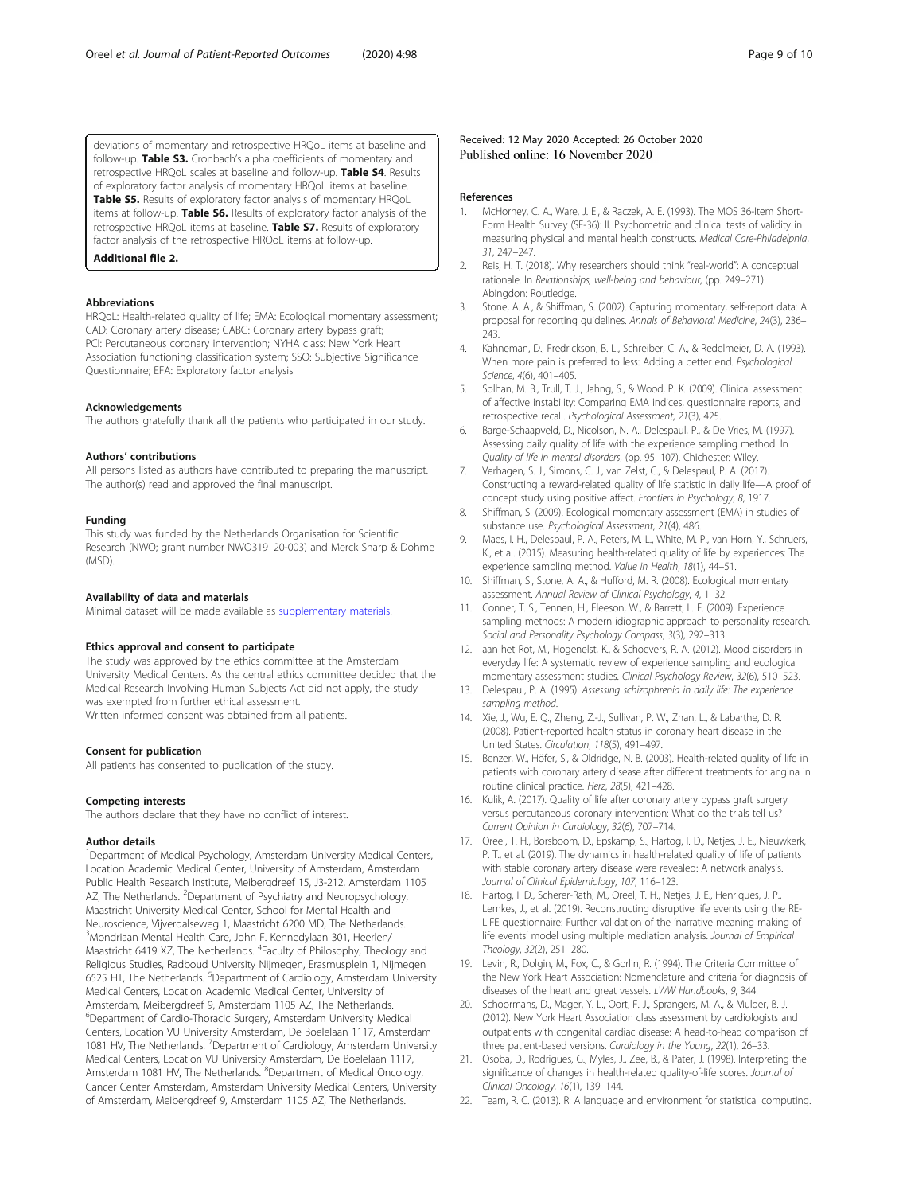deviations of momentary and retrospective HRQoL items at baseline and follow-up. **Table S3.** Cronbach's alpha coefficients of momentary and retrospective HRQoL scales at baseline and follow-up. **Table S4**. Results of exploratory factor analysis of momentary HRQoL items at baseline. **Table S5.** Results of exploratory factor analysis of momentary HRQoL items at follow-up. **Table S6.** Results of exploratory factor analysis of the retrospective HRQoL items at baseline. **Table S7.** Results of exploratory factor analysis of the retrospective HRQoL items at follow-up.

**Additional file 2.**

#### Abbreviations

HRQoL: Health-related quality of life; EMA: Ecological momentary assessment; CAD: Coronary artery disease; CABG: Coronary artery bypass graft; PCI: Percutaneous coronary intervention; NYHA class: New York Heart Association functioning classification system; SSQ: Subjective Significance Questionnaire; EFA: Exploratory factor analysis

#### Acknowledgements

The authors gratefully thank all the patients who participated in our study.

#### Authors' contributions

All persons listed as authors have contributed to preparing the manuscript. The author(s) read and approved the final manuscript.

#### Funding

This study was funded by the Netherlands Organisation for Scientific Research (NWO; grant number NWO319–20-003) and Merck Sharp & Dohme (MSD).

#### Availability of data and materials

Minimal dataset will be made available as supplementary materials.

#### Ethics approval and consent to participate

The study was approved by the ethics committee at the Amsterdam University Medical Centers. As the central ethics committee decided that the Medical Research Involving Human Subjects Act did not apply, the study was exempted from further ethical assessment.
Written informed consent was obtained from all patients.

#### Consent for publication

All patients has consented to publication of the study.

#### Competing interests

The authors declare that they have no conflict of interest.

#### Author details

[1]Department of Medical Psychology, Amsterdam University Medical Centers, Location Academic Medical Center, University of Amsterdam, Amsterdam Public Health Research Institute, Meibergdreef 15, J3-212, Amsterdam 1105 AZ, The Netherlands. [2]Department of Psychiatry and Neuropsychology, Maastricht University Medical Center, School for Mental Health and Neuroscience, Vijverdalseweg 1, Maastricht 6200 MD, The Netherlands. [3]Mondriaan Mental Health Care, John F. Kennedylaan 301, Heerlen/ Maastricht 6419 XZ, The Netherlands. [4]Faculty of Philosophy, Theology and Religious Studies, Radboud University Nijmegen, Erasmusplein 1, Nijmegen 6525 HT, The Netherlands. [5]Department of Cardiology, Amsterdam University Medical Centers, Location Academic Medical Center, University of Amsterdam, Meibergdreef 9, Amsterdam 1105 AZ, The Netherlands. [6]Department of Cardio-Thoracic Surgery, Amsterdam University Medical Centers, Location VU University Amsterdam, De Boelelaan 1117, Amsterdam 1081 HV, The Netherlands. [7]Department of Cardiology, Amsterdam University Medical Centers, Location VU University Amsterdam, De Boelelaan 1117, Amsterdam 1081 HV, The Netherlands. [8]Department of Medical Oncology, Cancer Center Amsterdam, Amsterdam University Medical Centers, University of Amsterdam, Meibergdreef 9, Amsterdam 1105 AZ, The Netherlands.

Received: 12 May 2020 Accepted: 26 October 2020
Published online: 16 November 2020

#### References

1. McHorney, C. A., Ware, J. E., & Raczek, A. E. (1993). The MOS 36-Item Short-Form Health Survey (SF-36): II. Psychometric and clinical tests of validity in measuring physical and mental health constructs. *Medical Care-Philadelphia*, *31*, 247–247.
2. Reis, H. T. (2018). Why researchers should think "real-world": A conceptual rationale. In *Relationships, well-being and behaviour*, (pp. 249–271). Abingdon: Routledge.
3. Stone, A. A., & Shiffman, S. (2002). Capturing momentary, self-report data: A proposal for reporting guidelines. *Annals of Behavioral Medicine*, *24*(3), 236–243.
4. Kahneman, D., Fredrickson, B. L., Schreiber, C. A., & Redelmeier, D. A. (1993). When more pain is preferred to less: Adding a better end. *Psychological Science*, *4*(6), 401–405.
5. Solhan, M. B., Trull, T. J., Jahng, S., & Wood, P. K. (2009). Clinical assessment of affective instability: Comparing EMA indices, questionnaire reports, and retrospective recall. *Psychological Assessment*, *21*(3), 425.
6. Barge-Schaapveld, D., Nicolson, N. A., Delespaul, P., & De Vries, M. (1997). Assessing daily quality of life with the experience sampling method. In *Quality of life in mental disorders*, (pp. 95–107). Chichester: Wiley.
7. Verhagen, S. J., Simons, C. J., van Zelst, C., & Delespaul, P. A. (2017). Constructing a reward-related quality of life statistic in daily life—A proof of concept study using positive affect. *Frontiers in Psychology*, *8*, 1917.
8. Shiffman, S. (2009). Ecological momentary assessment (EMA) in studies of substance use. *Psychological Assessment*, *21*(4), 486.
9. Maes, I. H., Delespaul, P. A., Peters, M. L., White, M. P., van Horn, Y., Schruers, K., et al. (2015). Measuring health-related quality of life by experiences: The experience sampling method. *Value in Health*, *18*(1), 44–51.
10. Shiffman, S., Stone, A. A., & Hufford, M. R. (2008). Ecological momentary assessment. *Annual Review of Clinical Psychology*, *4*, 1–32.
11. Conner, T. S., Tennen, H., Fleeson, W., & Barrett, L. F. (2009). Experience sampling methods: A modern idiographic approach to personality research. *Social and Personality Psychology Compass*, *3*(3), 292–313.
12. aan het Rot, M., Hogenelst, K., & Schoevers, R. A. (2012). Mood disorders in everyday life: A systematic review of experience sampling and ecological momentary assessment studies. *Clinical Psychology Review*, *32*(6), 510–523.
13. Delespaul, P. A. (1995). *Assessing schizophrenia in daily life: The experience sampling method*.
14. Xie, J., Wu, E. Q., Zheng, Z.-J., Sullivan, P. W., Zhan, L., & Labarthe, D. R. (2008). Patient-reported health status in coronary heart disease in the United States. *Circulation*, *118*(5), 491–497.
15. Benzer, W., Höfer, S., & Oldridge, N. B. (2003). Health-related quality of life in patients with coronary artery disease after different treatments for angina in routine clinical practice. *Herz*, *28*(5), 421–428.
16. Kulik, A. (2017). Quality of life after coronary artery bypass graft surgery versus percutaneous coronary intervention: What do the trials tell us? *Current Opinion in Cardiology*, *32*(6), 707–714.
17. Oreel, T. H., Borsboom, D., Epskamp, S., Hartog, I. D., Netjes, J. E., Nieuwkerk, P. T., et al. (2019). The dynamics in health-related quality of life of patients with stable coronary artery disease were revealed: A network analysis. *Journal of Clinical Epidemiology*, *107*, 116–123.
18. Hartog, I. D., Scherer-Rath, M., Oreel, T. H., Netjes, J. E., Henriques, J. P., Lemkes, J., et al. (2019). Reconstructing disruptive life events using the RE-LIFE questionnaire: Further validation of the 'narrative meaning making of life events' model using multiple mediation analysis. *Journal of Empirical Theology*, *32*(2), 251–280.
19. Levin, R., Dolgin, M., Fox, C., & Gorlin, R. (1994). The Criteria Committee of the New York Heart Association: Nomenclature and criteria for diagnosis of diseases of the heart and great vessels. *LWW Handbooks*, *9*, 344.
20. Schoormans, D., Mager, Y. L., Oort, F. J., Sprangers, M. A., & Mulder, B. J. (2012). New York Heart Association class assessment by cardiologists and outpatients with congenital cardiac disease: A head-to-head comparison of three patient-based versions. *Cardiology in the Young*, *22*(1), 26–33.
21. Osoba, D., Rodrigues, G., Myles, J., Zee, B., & Pater, J. (1998). Interpreting the significance of changes in health-related quality-of-life scores. *Journal of Clinical Oncology*, *16*(1), 139–144.
22. Team, R. C. (2013). R: A language and environment for statistical computing.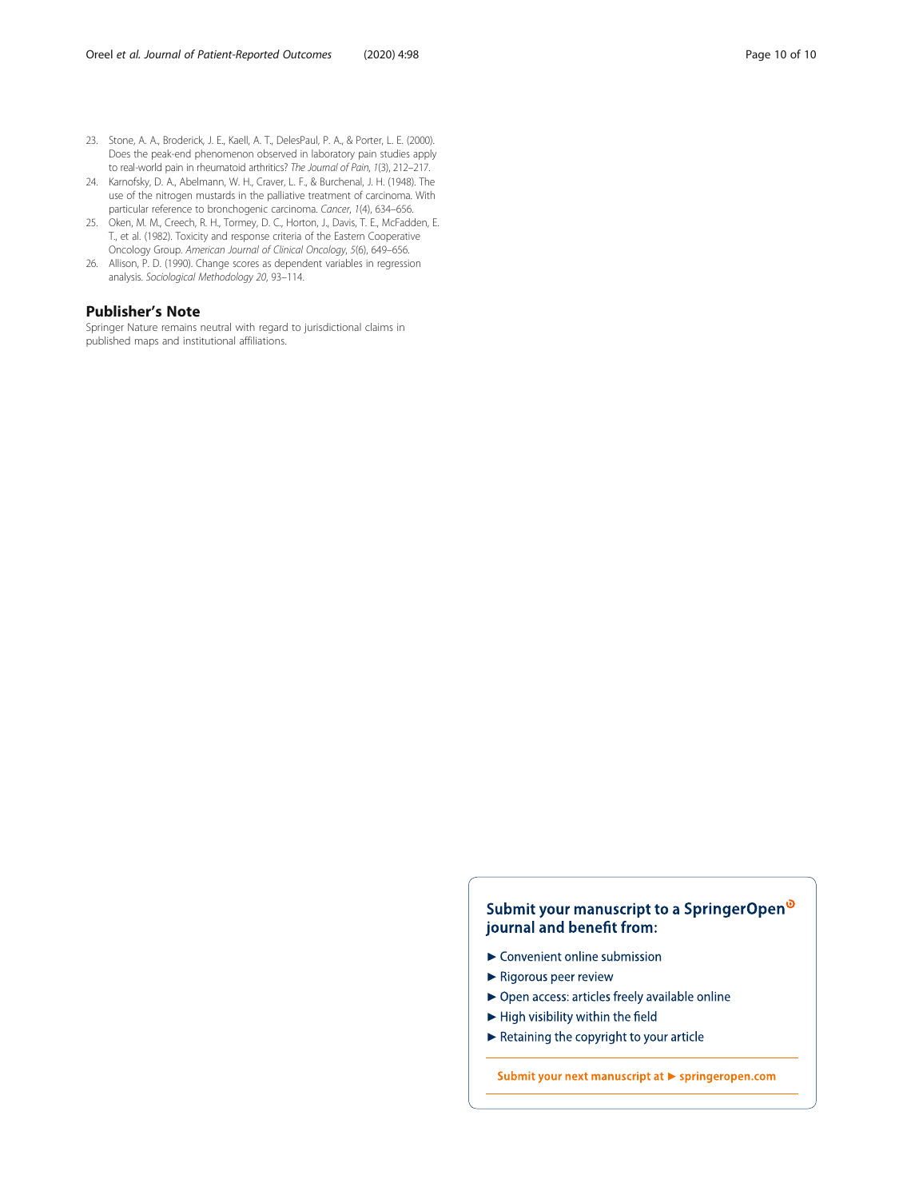23. Stone, A. A., Broderick, J. E., Kaell, A. T., DelesPaul, P. A., & Porter, L. E. (2000). Does the peak-end phenomenon observed in laboratory pain studies apply to real-world pain in rheumatoid arthritis? *The Journal of Pain*, *1*(3), 212–217.
24. Karnofsky, D. A., Abelmann, W. H., Craver, L. F., & Burchenal, J. H. (1948). The use of the nitrogen mustards in the palliative treatment of carcinoma. With particular reference to bronchogenic carcinoma. *Cancer*, *1*(4), 634–656.
25. Oken, M. M., Creech, R. H., Tormey, D. C., Horton, J., Davis, T. E., McFadden, E. T., et al. (1982). Toxicity and response criteria of the Eastern Cooperative Oncology Group. *American Journal of Clinical Oncology*, *5*(6), 649–656.
26. Allison, P. D. (1990). Change scores as dependent variables in regression analysis. *Sociological Methodology 20*, 93–114.

## Publisher's Note

Springer Nature remains neutral with regard to jurisdictional claims in published maps and institutional affiliations.

**Submit your manuscript to a SpringerOpen journal and benefit from:**

- ► Convenient online submission
- ► Rigorous peer review
- ► Open access: articles freely available online
- ► High visibility within the field
- ► Retaining the copyright to your article

**Submit your next manuscript at ► springeropen.com**